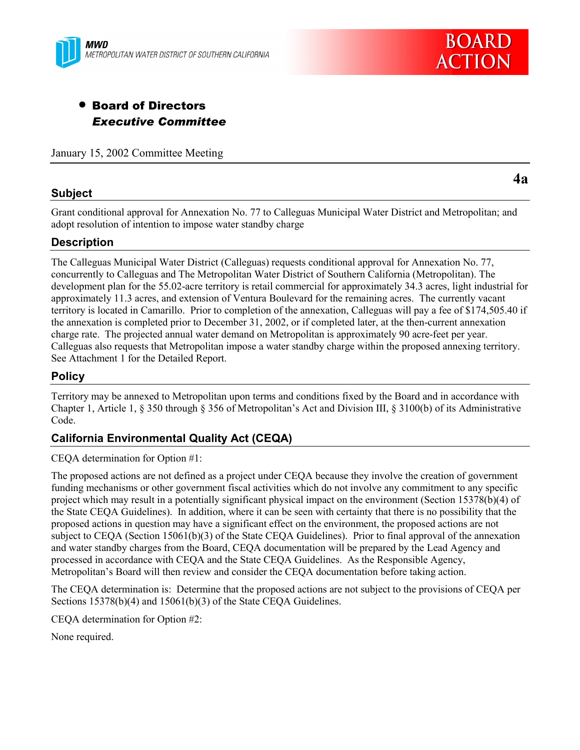MWD
METROPOLITAN WATER DISTRICT OF SOUTHERN CALIFORNIA

BOARD ACTION

- **Board of Directors**
  ***Executive Committee***

January 15, 2002 Committee Meeting

**4a**

## Subject

Grant conditional approval for Annexation No. 77 to Calleguas Municipal Water District and Metropolitan; and adopt resolution of intention to impose water standby charge

## Description

The Calleguas Municipal Water District (Calleguas) requests conditional approval for Annexation No. 77, concurrently to Calleguas and The Metropolitan Water District of Southern California (Metropolitan). The development plan for the 55.02-acre territory is retail commercial for approximately 34.3 acres, light industrial for approximately 11.3 acres, and extension of Ventura Boulevard for the remaining acres. The currently vacant territory is located in Camarillo. Prior to completion of the annexation, Calleguas will pay a fee of $174,505.40 if the annexation is completed prior to December 31, 2002, or if completed later, at the then-current annexation charge rate. The projected annual water demand on Metropolitan is approximately 90 acre-feet per year. Calleguas also requests that Metropolitan impose a water standby charge within the proposed annexing territory. See Attachment 1 for the Detailed Report.

## Policy

Territory may be annexed to Metropolitan upon terms and conditions fixed by the Board and in accordance with Chapter 1, Article 1, § 350 through § 356 of Metropolitan's Act and Division III, § 3100(b) of its Administrative Code.

## California Environmental Quality Act (CEQA)

CEQA determination for Option #1:

The proposed actions are not defined as a project under CEQA because they involve the creation of government funding mechanisms or other government fiscal activities which do not involve any commitment to any specific project which may result in a potentially significant physical impact on the environment (Section 15378(b)(4) of the State CEQA Guidelines). In addition, where it can be seen with certainty that there is no possibility that the proposed actions in question may have a significant effect on the environment, the proposed actions are not subject to CEQA (Section 15061(b)(3) of the State CEQA Guidelines). Prior to final approval of the annexation and water standby charges from the Board, CEQA documentation will be prepared by the Lead Agency and processed in accordance with CEQA and the State CEQA Guidelines. As the Responsible Agency, Metropolitan's Board will then review and consider the CEQA documentation before taking action.

The CEQA determination is: Determine that the proposed actions are not subject to the provisions of CEQA per Sections 15378(b)(4) and 15061(b)(3) of the State CEQA Guidelines.

CEQA determination for Option #2:

None required.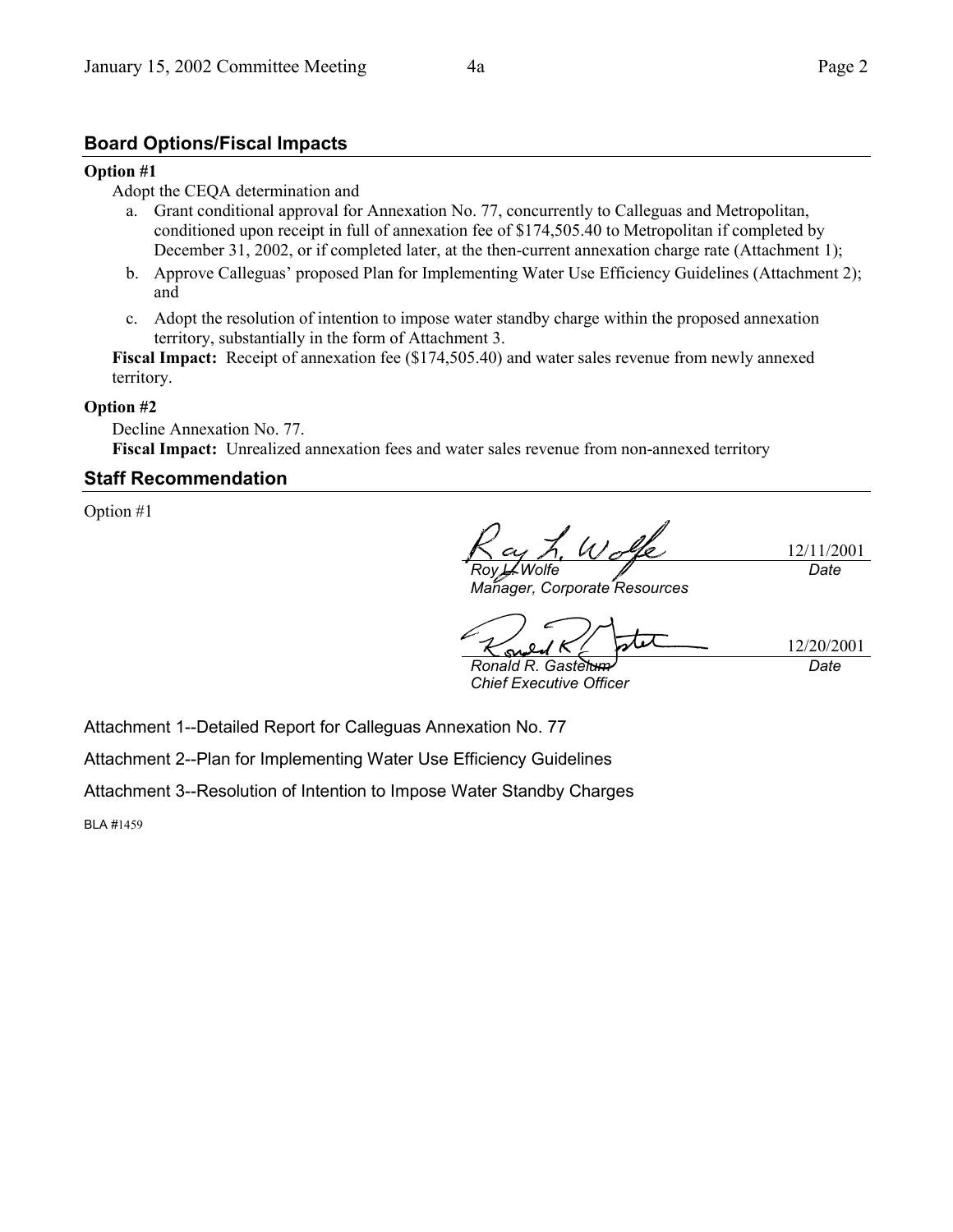## Board Options/Fiscal Impacts

**Option #1**

Adopt the CEQA determination and

a. Grant conditional approval for Annexation No. 77, concurrently to Calleguas and Metropolitan, conditioned upon receipt in full of annexation fee of $174,505.40 to Metropolitan if completed by December 31, 2002, or if completed later, at the then-current annexation charge rate (Attachment 1);

b. Approve Calleguas' proposed Plan for Implementing Water Use Efficiency Guidelines (Attachment 2); and

c. Adopt the resolution of intention to impose water standby charge within the proposed annexation territory, substantially in the form of Attachment 3.

**Fiscal Impact:** Receipt of annexation fee ($174,505.40) and water sales revenue from newly annexed territory.

**Option #2**

Decline Annexation No. 77.

**Fiscal Impact:** Unrealized annexation fees and water sales revenue from non-annexed territory

## Staff Recommendation

Option #1

| | |
|---|---|
| *Roy L. Wolfe* | 12/11/2001 |
| *Manager, Corporate Resources* | *Date* |

| | |
|---|---|
| *Ronald R. Gastelum* | 12/20/2001 |
| *Chief Executive Officer* | *Date* |

Attachment 1--Detailed Report for Calleguas Annexation No. 77

Attachment 2--Plan for Implementing Water Use Efficiency Guidelines

Attachment 3--Resolution of Intention to Impose Water Standby Charges

BLA #1459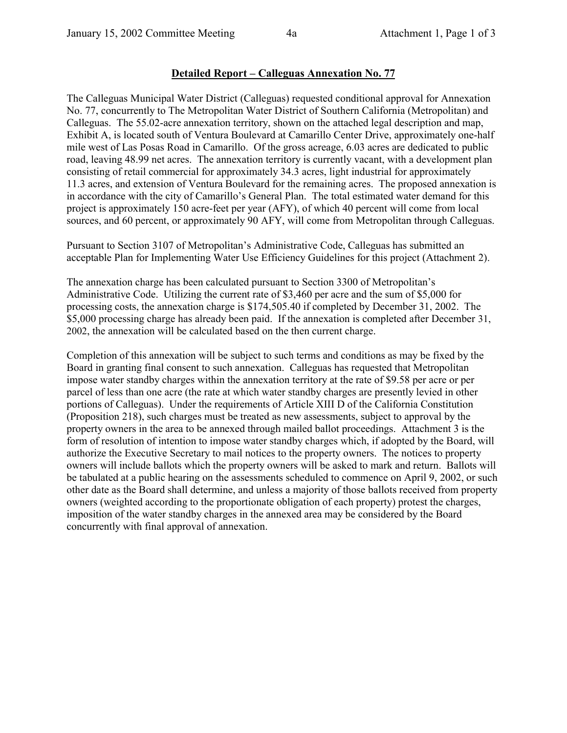**Detailed Report – Calleguas Annexation No. 77**

The Calleguas Municipal Water District (Calleguas) requested conditional approval for Annexation No. 77, concurrently to The Metropolitan Water District of Southern California (Metropolitan) and Calleguas. The 55.02-acre annexation territory, shown on the attached legal description and map, Exhibit A, is located south of Ventura Boulevard at Camarillo Center Drive, approximately one-half mile west of Las Posas Road in Camarillo. Of the gross acreage, 6.03 acres are dedicated to public road, leaving 48.99 net acres. The annexation territory is currently vacant, with a development plan consisting of retail commercial for approximately 34.3 acres, light industrial for approximately 11.3 acres, and extension of Ventura Boulevard for the remaining acres. The proposed annexation is in accordance with the city of Camarillo's General Plan. The total estimated water demand for this project is approximately 150 acre-feet per year (AFY), of which 40 percent will come from local sources, and 60 percent, or approximately 90 AFY, will come from Metropolitan through Calleguas.

Pursuant to Section 3107 of Metropolitan's Administrative Code, Calleguas has submitted an acceptable Plan for Implementing Water Use Efficiency Guidelines for this project (Attachment 2).

The annexation charge has been calculated pursuant to Section 3300 of Metropolitan's Administrative Code. Utilizing the current rate of $3,460 per acre and the sum of $5,000 for processing costs, the annexation charge is $174,505.40 if completed by December 31, 2002. The $5,000 processing charge has already been paid. If the annexation is completed after December 31, 2002, the annexation will be calculated based on the then current charge.

Completion of this annexation will be subject to such terms and conditions as may be fixed by the Board in granting final consent to such annexation. Calleguas has requested that Metropolitan impose water standby charges within the annexation territory at the rate of $9.58 per acre or per parcel of less than one acre (the rate at which water standby charges are presently levied in other portions of Calleguas). Under the requirements of Article XIII D of the California Constitution (Proposition 218), such charges must be treated as new assessments, subject to approval by the property owners in the area to be annexed through mailed ballot proceedings. Attachment 3 is the form of resolution of intention to impose water standby charges which, if adopted by the Board, will authorize the Executive Secretary to mail notices to the property owners. The notices to property owners will include ballots which the property owners will be asked to mark and return. Ballots will be tabulated at a public hearing on the assessments scheduled to commence on April 9, 2002, or such other date as the Board shall determine, and unless a majority of those ballots received from property owners (weighted according to the proportionate obligation of each property) protest the charges, imposition of the water standby charges in the annexed area may be considered by the Board concurrently with final approval of annexation.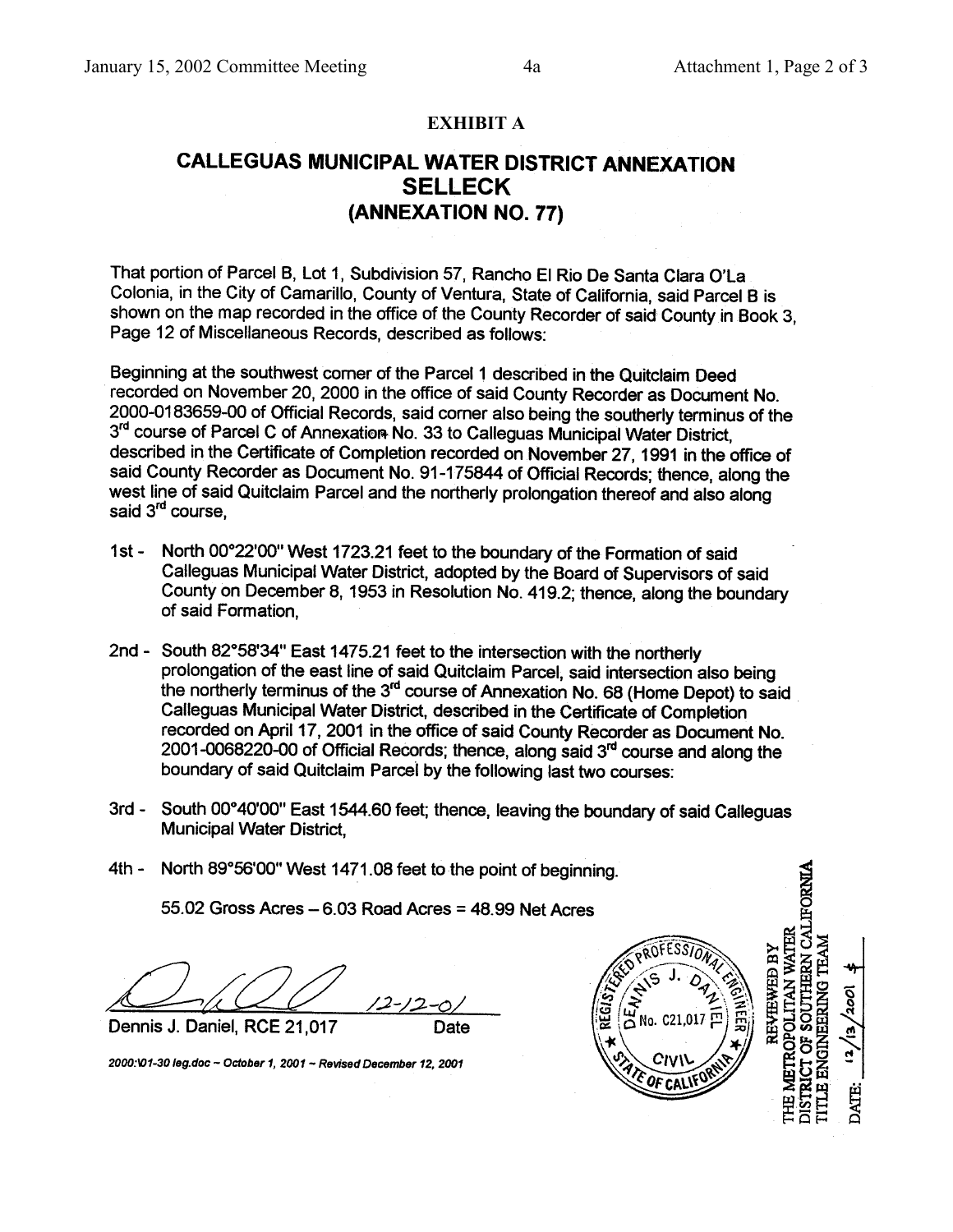**EXHIBIT A**

# CALLEGUAS MUNICIPAL WATER DISTRICT ANNEXATION SELLECK (ANNEXATION NO. 77)

That portion of Parcel B, Lot 1, Subdivision 57, Rancho El Rio De Santa Clara O'La Colonia, in the City of Camarillo, County of Ventura, State of California, said Parcel B is shown on the map recorded in the office of the County Recorder of said County in Book 3, Page 12 of Miscellaneous Records, described as follows:

Beginning at the southwest corner of the Parcel 1 described in the Quitclaim Deed recorded on November 20, 2000 in the office of said County Recorder as Document No. 2000-0183659-00 of Official Records, said corner also being the southerly terminus of the 3rd course of Parcel C of Annexation No. 33 to Calleguas Municipal Water District, described in the Certificate of Completion recorded on November 27, 1991 in the office of said County Recorder as Document No. 91-175844 of Official Records; thence, along the west line of said Quitclaim Parcel and the northerly prolongation thereof and also along said 3rd course,

1st - North 00°22'00" West 1723.21 feet to the boundary of the Formation of said Calleguas Municipal Water District, adopted by the Board of Supervisors of said County on December 8, 1953 in Resolution No. 419.2; thence, along the boundary of said Formation,

2nd - South 82°58'34" East 1475.21 feet to the intersection with the northerly prolongation of the east line of said Quitclaim Parcel, said intersection also being the northerly terminus of the 3rd course of Annexation No. 68 (Home Depot) to said Calleguas Municipal Water District, described in the Certificate of Completion recorded on April 17, 2001 in the office of said County Recorder as Document No. 2001-0068220-00 of Official Records; thence, along said 3rd course and along the boundary of said Quitclaim Parcel by the following last two courses:

3rd - South 00°40'00" East 1544.60 feet; thence, leaving the boundary of said Calleguas Municipal Water District,

4th - North 89°56'00" West 1471.08 feet to the point of beginning.

55.02 Gross Acres – 6.03 Road Acres = 48.99 Net Acres

12-12-01

Dennis J. Daniel, RCE 21,017 Date

*2000:\01-30 leg.doc – October 1, 2001 – Revised December 12, 2001*

REGISTERED PROFESSIONAL ENGINEER DENNIS J. DANIEL No. C21,017 CIVIL STATE OF CALIFORNIA

REVIEWED BY THE METROPOLITAN WATER DISTRICT OF SOUTHERN CALIFORNIA TITLE ENGINEERING TEAM

DATE: 12/13/2001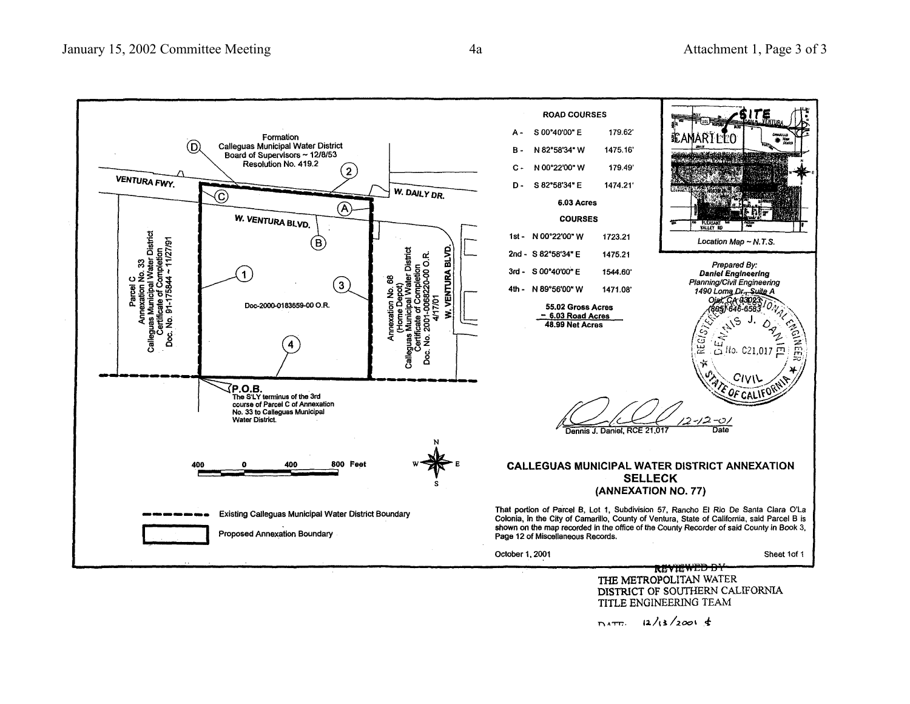Formation
Calleguas Municipal Water District
Board of Supervisors ~ 12/8/53
Resolution No. 419.2

VENTURA FWY.

W. DAILY DR.

W. VENTURA BLVD.

Parcel C
Annexation No. 33
Calleguas Municipal Water District
Certificate of Completion
Doc. No. 91-175844 ~ 11/27/91

Doc-2000-0183659-00 O.R.

Annexation No. 68
(Home Depot)
Calleguas Municipal Water District
Certificate of Completion
Doc. No. 2001-006820-00 O.R.
4/17/01

W. VENTURA BLVD.

P.O.B.
The S'LY terminus of the 3rd course of Parcel C of Annexation No. 33 to Calleguas Municipal Water District.

400 0 400 800 Feet

Existing Calleguas Municipal Water District Boundary

Proposed Annexation Boundary

**ROAD COURSES**

| | | |
|---|---|---|
| A - | S 00°40'00" E | 179.62' |
| B - | N 82°58'34" W | 1475.16' |
| C - | N 00°22'00" W | 179.49' |
| D - | S 82°58'34" E | 1474.21' |

**6.03 Acres**

**COURSES**

| | | |
|---|---|---|
| 1st - | N 00°22'00" W | 1723.21 |
| 2nd - | S 82°58'34" E | 1475.21 |
| 3rd - | S 00°40'00" E | 1544.60' |
| 4th - | N 89°56'00" W | 1471.08' |

**55.02 Gross Acres**
**– 6.03 Road Acres**
**48.99 Net Acres**

SITE
CAMARILLO
PLEASANT VALLEY RD

*Location Map ~ N.T.S.*

*Prepared By:*
***Daniel Engineering***
*Planning/Civil Engineering*
*1490 Loma Dr., Suite A*
*Ojai, CA 93023*
*(805) 646-6583*

REGISTERED PROFESSIONAL ENGINEER
DENNIS J. DANIEL
No. C21,017
CIVIL
STATE OF CALIFORNIA

12-12-01

Dennis J. Daniel, RCE 21,017 Date

## CALLEGUAS MUNICIPAL WATER DISTRICT ANNEXATION
## SELLECK
## (ANNEXATION NO. 77)

That portion of Parcel B, Lot 1, Subdivision 57, Rancho El Rio De Santa Clara O'La Colonia, in the City of Camarillo, County of Ventura, State of California, said Parcel B is shown on the map recorded in the office of the County Recorder of said County in Book 3, Page 12 of Miscellaneous Records.

October 1, 2001

Sheet 1of 1

REVIEWED BY
THE METROPOLITAN WATER
DISTRICT OF SOUTHERN CALIFORNIA
TITLE ENGINEERING TEAM

DATE: 12/13/2001